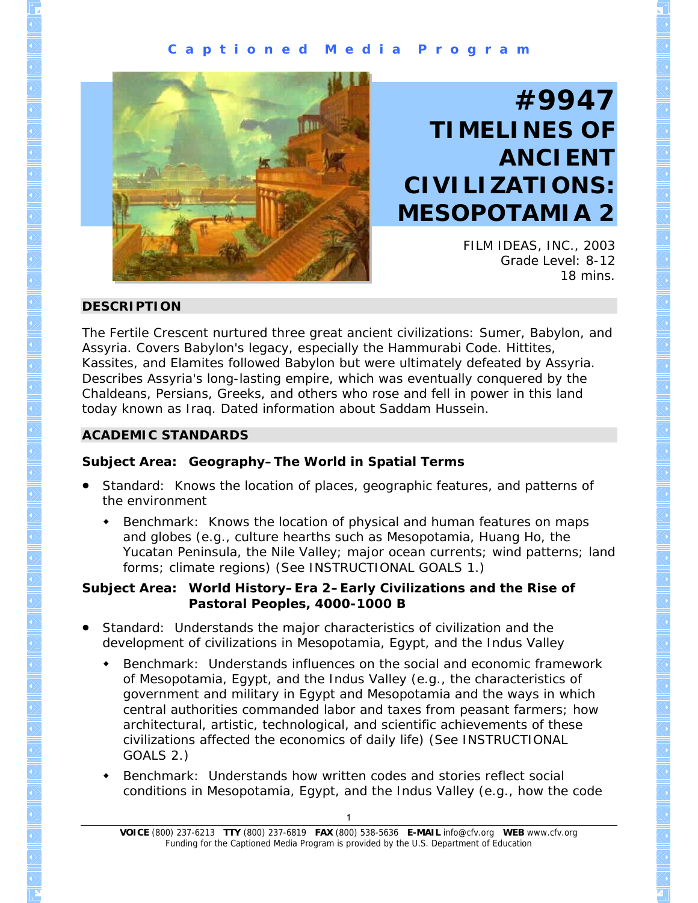Captioned Media Program

# #9947 TIMELINES OF ANCIENT CIVILIZATIONS: MESOPOTAMIA 2

FILM IDEAS, INC., 2003
Grade Level: 8-12
18 mins.

## DESCRIPTION

The Fertile Crescent nurtured three great ancient civilizations: Sumer, Babylon, and Assyria. Covers Babylon's legacy, especially the Hammurabi Code. Hittites, Kassites, and Elamites followed Babylon but were ultimately defeated by Assyria. Describes Assyria's long-lasting empire, which was eventually conquered by the Chaldeans, Persians, Greeks, and others who rose and fell in power in this land today known as Iraq. Dated information about Saddam Hussein.

## ACADEMIC STANDARDS

### Subject Area: Geography–The World in Spatial Terms

- Standard: Knows the location of places, geographic features, and patterns of the environment
  - Benchmark: Knows the location of physical and human features on maps and globes (e.g., culture hearths such as Mesopotamia, Huang Ho, the Yucatan Peninsula, the Nile Valley; major ocean currents; wind patterns; land forms; climate regions) (See INSTRUCTIONAL GOALS 1.)

### Subject Area: World History–Era 2–Early Civilizations and the Rise of Pastoral Peoples, 4000-1000 B

- Standard: Understands the major characteristics of civilization and the development of civilizations in Mesopotamia, Egypt, and the Indus Valley
  - Benchmark: Understands influences on the social and economic framework of Mesopotamia, Egypt, and the Indus Valley (e.g., the characteristics of government and military in Egypt and Mesopotamia and the ways in which central authorities commanded labor and taxes from peasant farmers; how architectural, artistic, technological, and scientific achievements of these civilizations affected the economics of daily life) (See INSTRUCTIONAL GOALS 2.)
  - Benchmark: Understands how written codes and stories reflect social conditions in Mesopotamia, Egypt, and the Indus Valley (e.g., how the code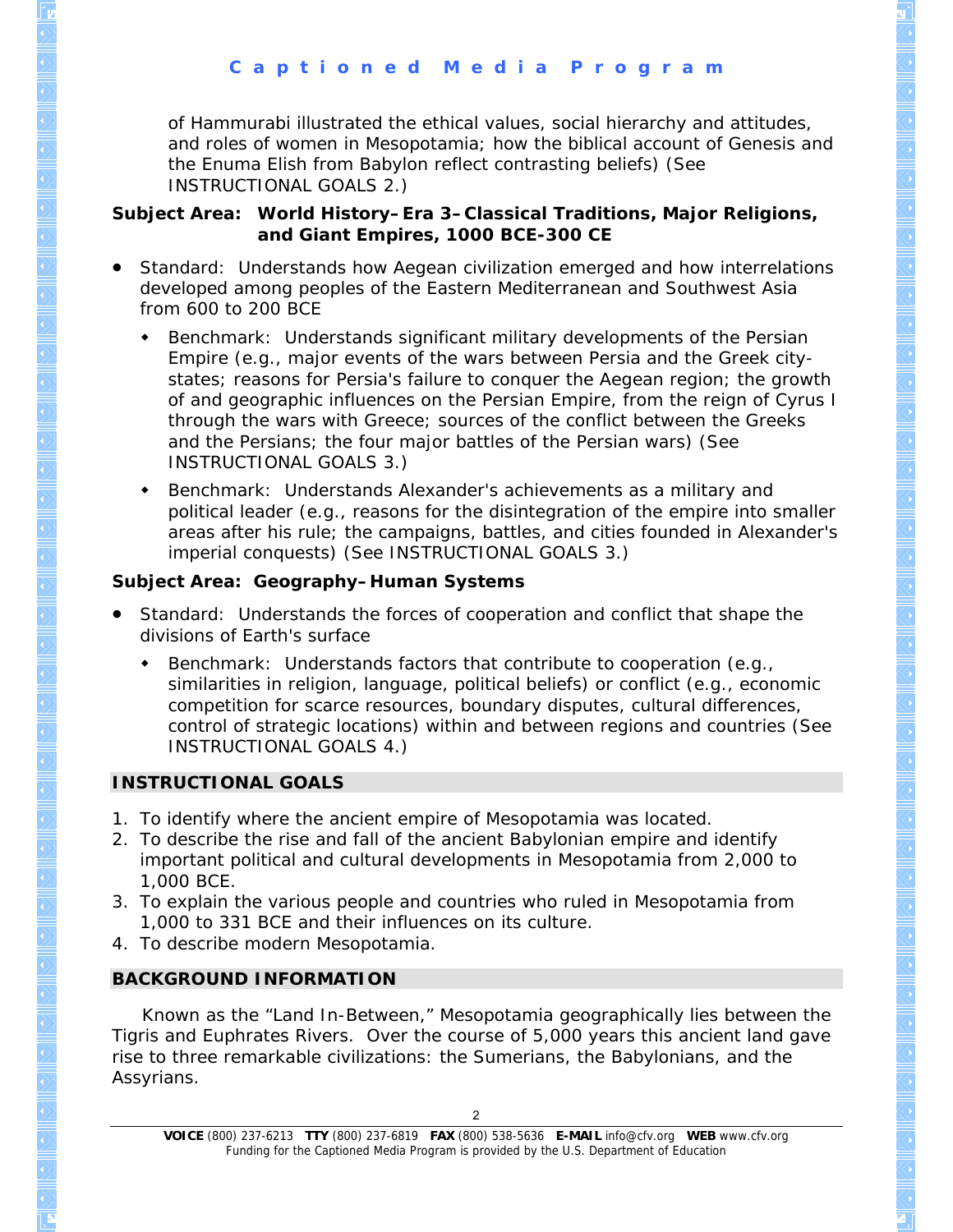of Hammurabi illustrated the ethical values, social hierarchy and attitudes, and roles of women in Mesopotamia; how the biblical account of Genesis and the Enuma Elish from Babylon reflect contrasting beliefs) (See INSTRUCTIONAL GOALS 2.)

**Subject Area: World History–Era 3–Classical Traditions, Major Religions, and Giant Empires, 1000 BCE-300 CE**

- Standard: Understands how Aegean civilization emerged and how interrelations developed among peoples of the Eastern Mediterranean and Southwest Asia from 600 to 200 BCE
  - Benchmark: Understands significant military developments of the Persian Empire (e.g., major events of the wars between Persia and the Greek city-states; reasons for Persia's failure to conquer the Aegean region; the growth of and geographic influences on the Persian Empire, from the reign of Cyrus I through the wars with Greece; sources of the conflict between the Greeks and the Persians; the four major battles of the Persian wars) (See INSTRUCTIONAL GOALS 3.)
  - Benchmark: Understands Alexander's achievements as a military and political leader (e.g., reasons for the disintegration of the empire into smaller areas after his rule; the campaigns, battles, and cities founded in Alexander's imperial conquests) (See INSTRUCTIONAL GOALS 3.)

**Subject Area: Geography–Human Systems**

- Standard: Understands the forces of cooperation and conflict that shape the divisions of Earth's surface
  - Benchmark: Understands factors that contribute to cooperation (e.g., similarities in religion, language, political beliefs) or conflict (e.g., economic competition for scarce resources, boundary disputes, cultural differences, control of strategic locations) within and between regions and countries (See INSTRUCTIONAL GOALS 4.)

## INSTRUCTIONAL GOALS

1. To identify where the ancient empire of Mesopotamia was located.
2. To describe the rise and fall of the ancient Babylonian empire and identify important political and cultural developments in Mesopotamia from 2,000 to 1,000 BCE.
3. To explain the various people and countries who ruled in Mesopotamia from 1,000 to 331 BCE and their influences on its culture.
4. To describe modern Mesopotamia.

## BACKGROUND INFORMATION

Known as the "Land In-Between," Mesopotamia geographically lies between the Tigris and Euphrates Rivers. Over the course of 5,000 years this ancient land gave rise to three remarkable civilizations: the Sumerians, the Babylonians, and the Assyrians.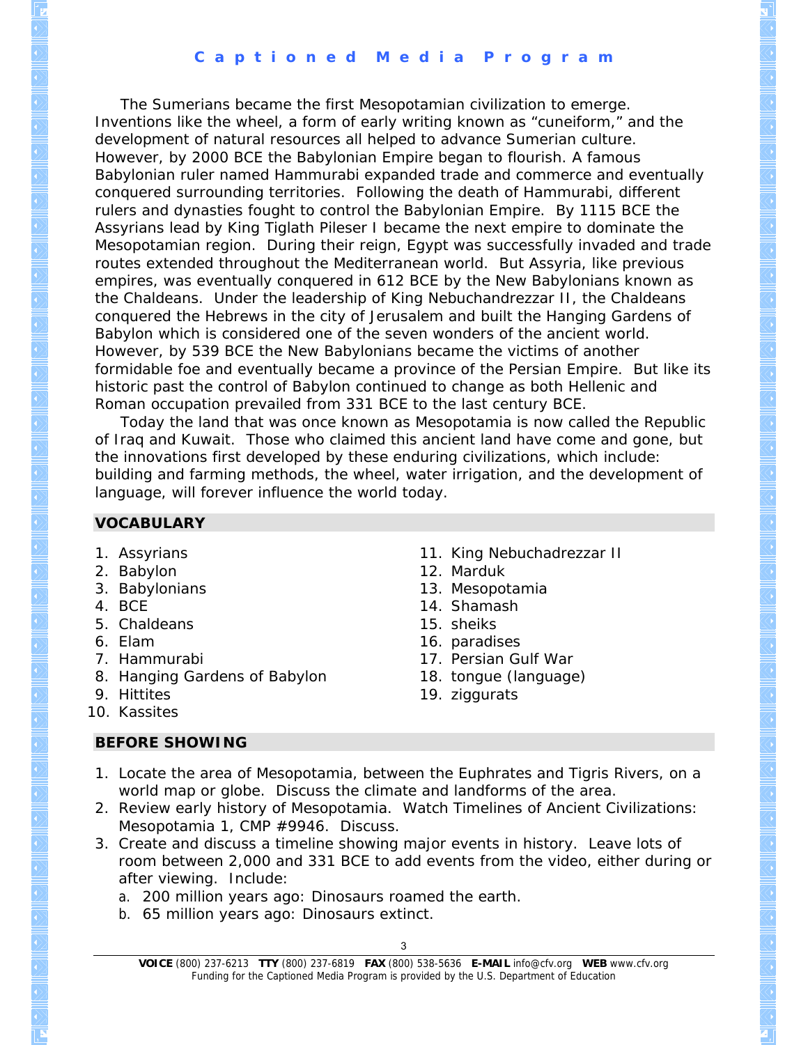The Sumerians became the first Mesopotamian civilization to emerge. Inventions like the wheel, a form of early writing known as “cuneiform,” and the development of natural resources all helped to advance Sumerian culture. However, by 2000 BCE the Babylonian Empire began to flourish. A famous Babylonian ruler named Hammurabi expanded trade and commerce and eventually conquered surrounding territories. Following the death of Hammurabi, different rulers and dynasties fought to control the Babylonian Empire. By 1115 BCE the Assyrians lead by King Tiglath Pileser I became the next empire to dominate the Mesopotamian region. During their reign, Egypt was successfully invaded and trade routes extended throughout the Mediterranean world. But Assyria, like previous empires, was eventually conquered in 612 BCE by the New Babylonians known as the Chaldeans. Under the leadership of King Nebuchandrezzar II, the Chaldeans conquered the Hebrews in the city of Jerusalem and built the Hanging Gardens of Babylon which is considered one of the seven wonders of the ancient world. However, by 539 BCE the New Babylonians became the victims of another formidable foe and eventually became a province of the Persian Empire. But like its historic past the control of Babylon continued to change as both Hellenic and Roman occupation prevailed from 331 BCE to the last century BCE.

Today the land that was once known as Mesopotamia is now called the Republic of Iraq and Kuwait. Those who claimed this ancient land have come and gone, but the innovations first developed by these enduring civilizations, which include: building and farming methods, the wheel, water irrigation, and the development of language, will forever influence the world today.

## VOCABULARY

1. Assyrians
2. Babylon
3. Babylonians
4. BCE
5. Chaldeans
6. Elam
7. Hammurabi
8. Hanging Gardens of Babylon
9. Hittites
10. Kassites
11. King Nebuchadrezzar II
12. Marduk
13. Mesopotamia
14. Shamash
15. sheiks
16. paradises
17. Persian Gulf War
18. tongue (language)
19. ziggurats

## BEFORE SHOWING

1. Locate the area of Mesopotamia, between the Euphrates and Tigris Rivers, on a world map or globe. Discuss the climate and landforms of the area.
2. Review early history of Mesopotamia. Watch Timelines of Ancient Civilizations: Mesopotamia 1, CMP #9946. Discuss.
3. Create and discuss a timeline showing major events in history. Leave lots of room between 2,000 and 331 BCE to add events from the video, either during or after viewing. Include:
   a. 200 million years ago: Dinosaurs roamed the earth.
   b. 65 million years ago: Dinosaurs extinct.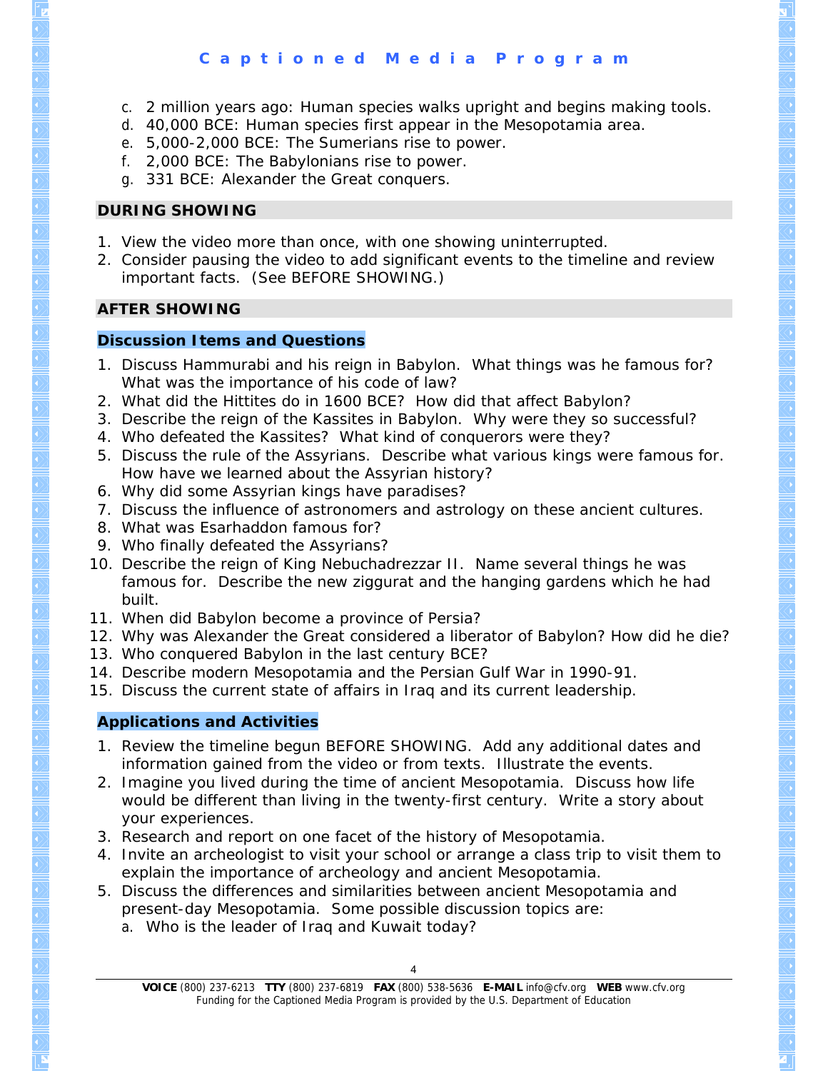c. 2 million years ago: Human species walks upright and begins making tools.
d. 40,000 BCE: Human species first appear in the Mesopotamia area.
e. 5,000-2,000 BCE: The Sumerians rise to power.
f. 2,000 BCE: The Babylonians rise to power.
g. 331 BCE: Alexander the Great conquers.

## DURING SHOWING

1. View the video more than once, with one showing uninterrupted.
2. Consider pausing the video to add significant events to the timeline and review important facts. (See BEFORE SHOWING.)

## AFTER SHOWING

### Discussion Items and Questions

1. Discuss Hammurabi and his reign in Babylon. What things was he famous for? What was the importance of his code of law?
2. What did the Hittites do in 1600 BCE? How did that affect Babylon?
3. Describe the reign of the Kassites in Babylon. Why were they so successful?
4. Who defeated the Kassites? What kind of conquerors were they?
5. Discuss the rule of the Assyrians. Describe what various kings were famous for. How have we learned about the Assyrian history?
6. Why did some Assyrian kings have paradises?
7. Discuss the influence of astronomers and astrology on these ancient cultures.
8. What was Esarhaddon famous for?
9. Who finally defeated the Assyrians?
10. Describe the reign of King Nebuchadrezzar II. Name several things he was famous for. Describe the new ziggurat and the hanging gardens which he had built.
11. When did Babylon become a province of Persia?
12. Why was Alexander the Great considered a liberator of Babylon? How did he die?
13. Who conquered Babylon in the last century BCE?
14. Describe modern Mesopotamia and the Persian Gulf War in 1990-91.
15. Discuss the current state of affairs in Iraq and its current leadership.

### Applications and Activities

1. Review the timeline begun BEFORE SHOWING. Add any additional dates and information gained from the video or from texts. Illustrate the events.
2. Imagine you lived during the time of ancient Mesopotamia. Discuss how life would be different than living in the twenty-first century. Write a story about your experiences.
3. Research and report on one facet of the history of Mesopotamia.
4. Invite an archeologist to visit your school or arrange a class trip to visit them to explain the importance of archeology and ancient Mesopotamia.
5. Discuss the differences and similarities between ancient Mesopotamia and present-day Mesopotamia. Some possible discussion topics are:
   a. Who is the leader of Iraq and Kuwait today?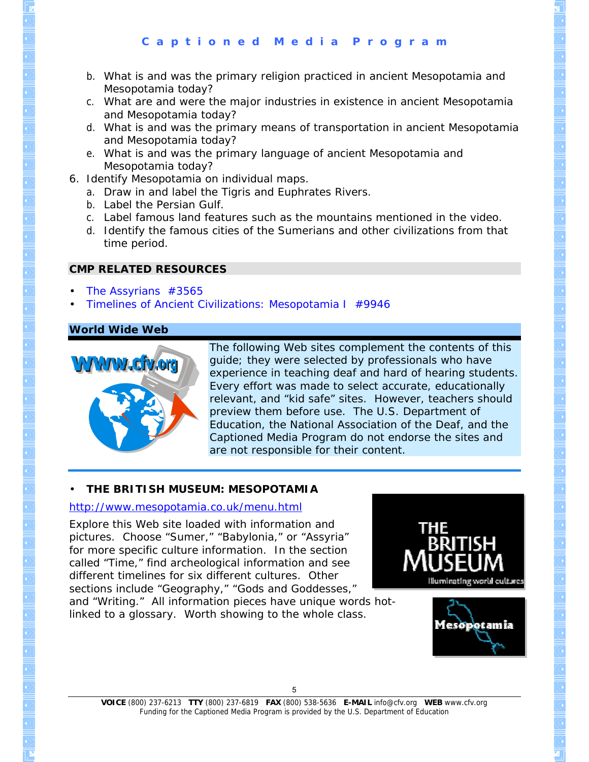b. What is and was the primary religion practiced in ancient Mesopotamia and Mesopotamia today?
c. What are and were the major industries in existence in ancient Mesopotamia and Mesopotamia today?
d. What is and was the primary means of transportation in ancient Mesopotamia and Mesopotamia today?
e. What is and was the primary language of ancient Mesopotamia and Mesopotamia today?

6. Identify Mesopotamia on individual maps.
   a. Draw in and label the Tigris and Euphrates Rivers.
   b. Label the Persian Gulf.
   c. Label famous land features such as the mountains mentioned in the video.
   d. Identify the famous cities of the Sumerians and other civilizations from that time period.

## CMP RELATED RESOURCES

- The Assyrians #3565
- Timelines of Ancient Civilizations: Mesopotamia I #9946

## World Wide Web

The following Web sites complement the contents of this guide; they were selected by professionals who have experience in teaching deaf and hard of hearing students. Every effort was made to select accurate, educationally relevant, and "kid safe" sites. However, teachers should preview them before use. The U.S. Department of Education, the National Association of the Deaf, and the Captioned Media Program do not endorse the sites and are not responsible for their content.

- **THE BRITISH MUSEUM: MESOPOTAMIA**

http://www.mesopotamia.co.uk/menu.html

Explore this Web site loaded with information and pictures. Choose "Sumer," "Babylonia," or "Assyria" for more specific culture information. In the section called "Time," find archeological information and see different timelines for six different cultures. Other sections include "Geography," "Gods and Goddesses," and "Writing." All information pieces have unique words hot-linked to a glossary. Worth showing to the whole class.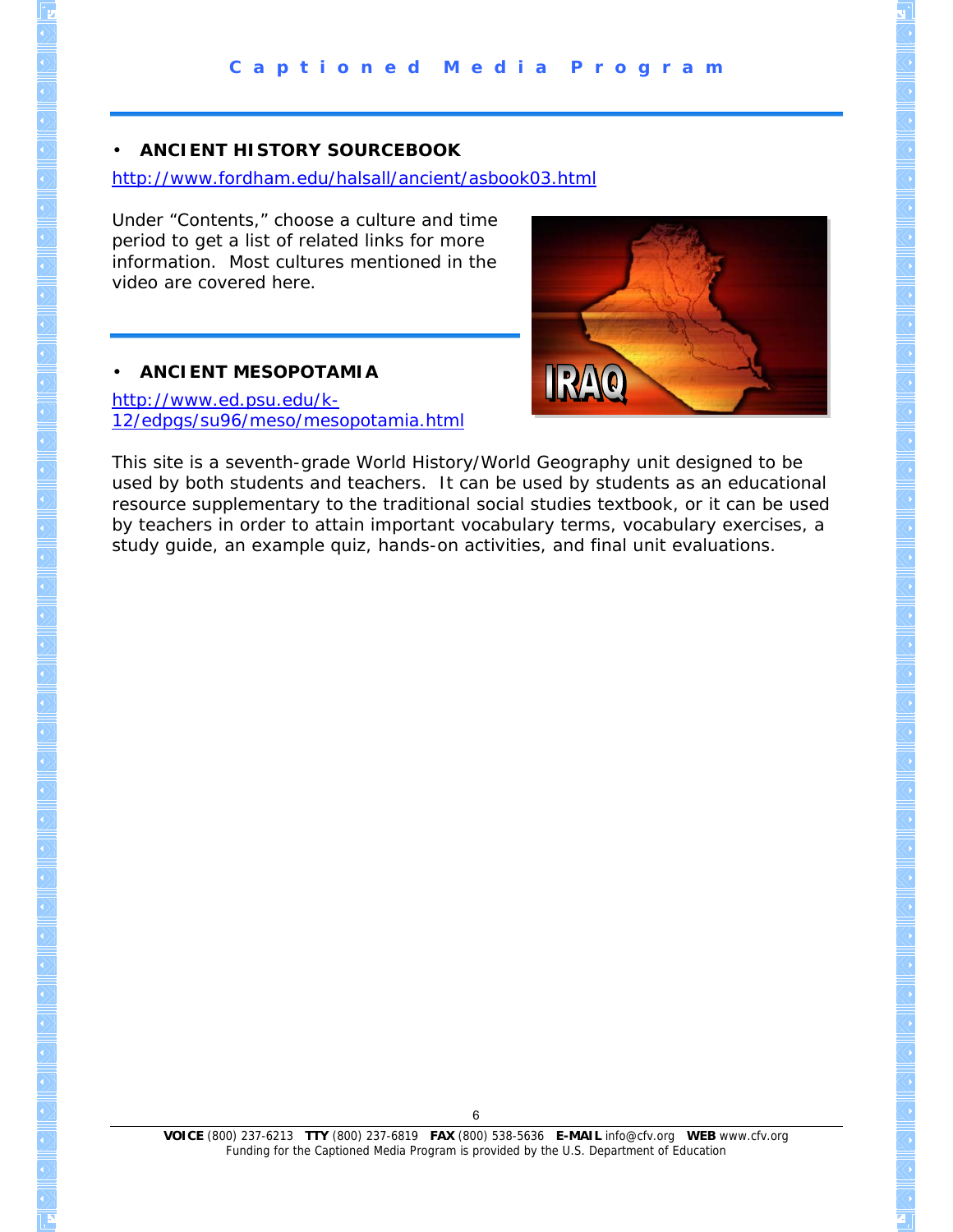- **ANCIENT HISTORY SOURCEBOOK**

http://www.fordham.edu/halsall/ancient/asbook03.html

Under "Contents," choose a culture and time period to get a list of related links for more information. Most cultures mentioned in the video are covered here.

- **ANCIENT MESOPOTAMIA**

http://www.ed.psu.edu/k-12/edpgs/su96/meso/mesopotamia.html

This site is a seventh-grade World History/World Geography unit designed to be used by both students and teachers. It can be used by students as an educational resource supplementary to the traditional social studies textbook, or it can be used by teachers in order to attain important vocabulary terms, vocabulary exercises, a study guide, an example quiz, hands-on activities, and final unit evaluations.